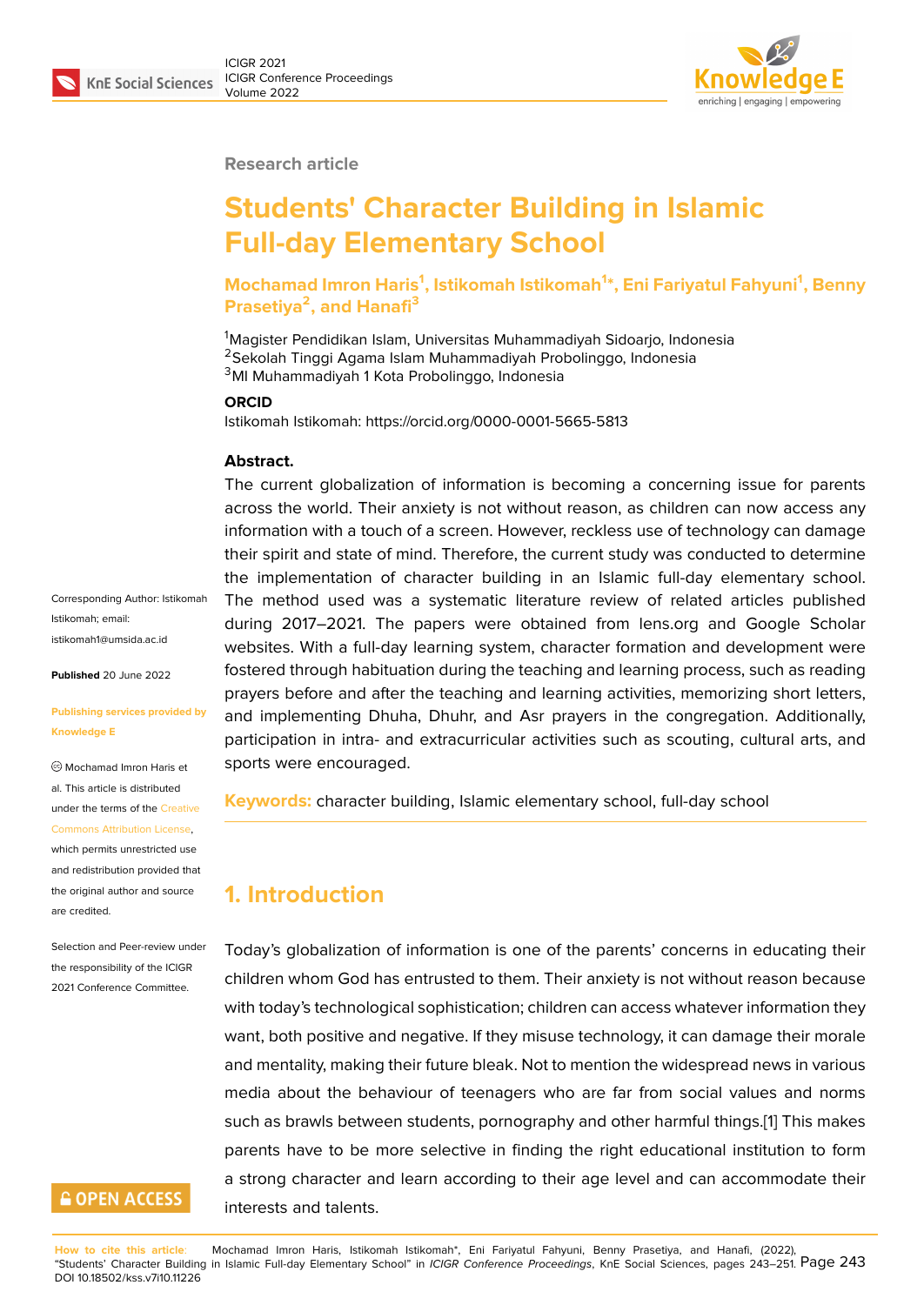Research article

# Students' Character Building in Islamic Full-day Elementary School

**Mochamad Imron Haris[1], Istikomah Istikomah[1]*, Eni Fariyatul Fahyuni[1], Benny Prasetiya[2], and Hanafi[3]**

[1]Magister Pendidikan Islam, Universitas Muhammadiyah Sidoarjo, Indonesia
[2]Sekolah Tinggi Agama Islam Muhammadiyah Probolinggo, Indonesia
[3]MI Muhammadiyah 1 Kota Probolinggo, Indonesia

**ORCID**

Istikomah Istikomah: https://orcid.org/0000-0001-5665-5813

Corresponding Author: Istikomah Istikomah; email: istikomah1@umsida.ac.id

**Published** 20 June 2022

**Publishing services provided by Knowledge E**

© Mochamad Imron Haris et al. This article is distributed under the terms of the Creative Commons Attribution License, which permits unrestricted use and redistribution provided that the original author and source are credited.

Selection and Peer-review under the responsibility of the ICIGR 2021 Conference Committee.

**Abstract.**

The current globalization of information is becoming a concerning issue for parents across the world. Their anxiety is not without reason, as children can now access any information with a touch of a screen. However, reckless use of technology can damage their spirit and state of mind. Therefore, the current study was conducted to determine the implementation of character building in an Islamic full-day elementary school. The method used was a systematic literature review of related articles published during 2017–2021. The papers were obtained from lens.org and Google Scholar websites. With a full-day learning system, character formation and development were fostered through habituation during the teaching and learning process, such as reading prayers before and after the teaching and learning activities, memorizing short letters, and implementing Dhuha, Dhuhr, and Asr prayers in the congregation. Additionally, participation in intra- and extracurricular activities such as scouting, cultural arts, and sports were encouraged.

**Keywords:** character building, Islamic elementary school, full-day school

## 1. Introduction

Today's globalization of information is one of the parents' concerns in educating their children whom God has entrusted to them. Their anxiety is not without reason because with today's technological sophistication; children can access whatever information they want, both positive and negative. If they misuse technology, it can damage their morale and mentality, making their future bleak. Not to mention the widespread news in various media about the behaviour of teenagers who are far from social values and norms such as brawls between students, pornography and other harmful things.[1] This makes parents have to be more selective in finding the right educational institution to form a strong character and learn according to their age level and can accommodate their interests and talents.

**How to cite this article**: Mochamad Imron Haris, Istikomah Istikomah*, Eni Fariyatul Fahyuni, Benny Prasetiya, and Hanafi, (2022), "Students' Character Building in Islamic Full-day Elementary School" in *ICIGR Conference Proceedings*, KnE Social Sciences, pages 243–251. DOI 10.18502/kss.v7i10.11226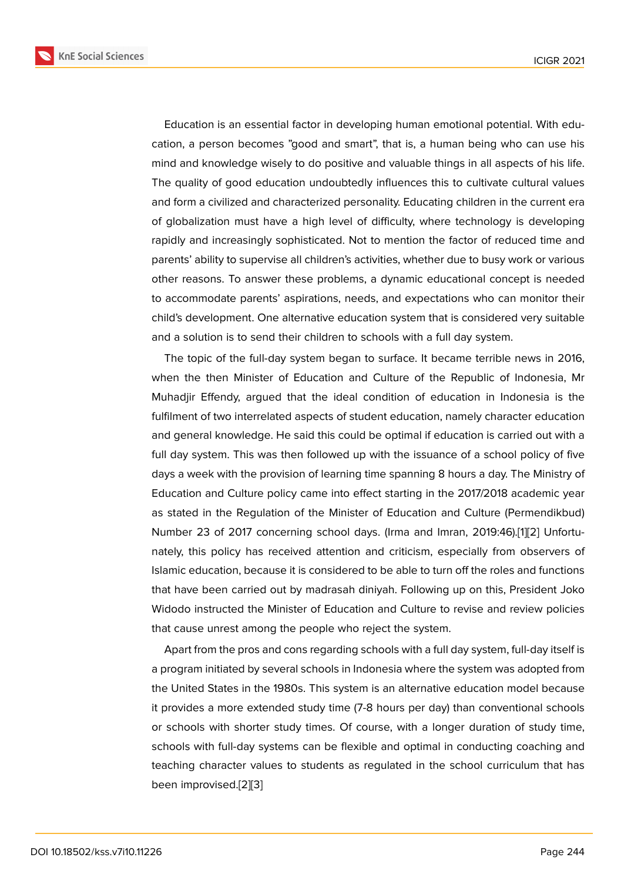Education is an essential factor in developing human emotional potential. With education, a person becomes "good and smart", that is, a human being who can use his mind and knowledge wisely to do positive and valuable things in all aspects of his life. The quality of good education undoubtedly influences this to cultivate cultural values and form a civilized and characterized personality. Educating children in the current era of globalization must have a high level of difficulty, where technology is developing rapidly and increasingly sophisticated. Not to mention the factor of reduced time and parents' ability to supervise all children's activities, whether due to busy work or various other reasons. To answer these problems, a dynamic educational concept is needed to accommodate parents' aspirations, needs, and expectations who can monitor their child's development. One alternative education system that is considered very suitable and a solution is to send their children to schools with a full day system.

The topic of the full-day system began to surface. It became terrible news in 2016, when the then Minister of Education and Culture of the Republic of Indonesia, Mr Muhadjir Effendy, argued that the ideal condition of education in Indonesia is the fulfilment of two interrelated aspects of student education, namely character education and general knowledge. He said this could be optimal if education is carried out with a full day system. This was then followed up with the issuance of a school policy of five days a week with the provision of learning time spanning 8 hours a day. The Ministry of Education and Culture policy came into effect starting in the 2017/2018 academic year as stated in the Regulation of the Minister of Education and Culture (Permendikbud) Number 23 of 2017 concerning school days. (Irma and Imran, 2019:46).[1][2] Unfortunately, this policy has received attention and criticism, especially from observers of Islamic education, because it is considered to be able to turn off the roles and functions that have been carried out by madrasah diniyah. Following up on this, President Joko Widodo instructed the Minister of Education and Culture to revise and review policies that cause unrest among the people who reject the system.

Apart from the pros and cons regarding schools with a full day system, full-day itself is a program initiated by several schools in Indonesia where the system was adopted from the United States in the 1980s. This system is an alternative education model because it provides a more extended study time (7-8 hours per day) than conventional schools or schools with shorter study times. Of course, with a longer duration of study time, schools with full-day systems can be flexible and optimal in conducting coaching and teaching character values to students as regulated in the school curriculum that has been improvised.[2][3]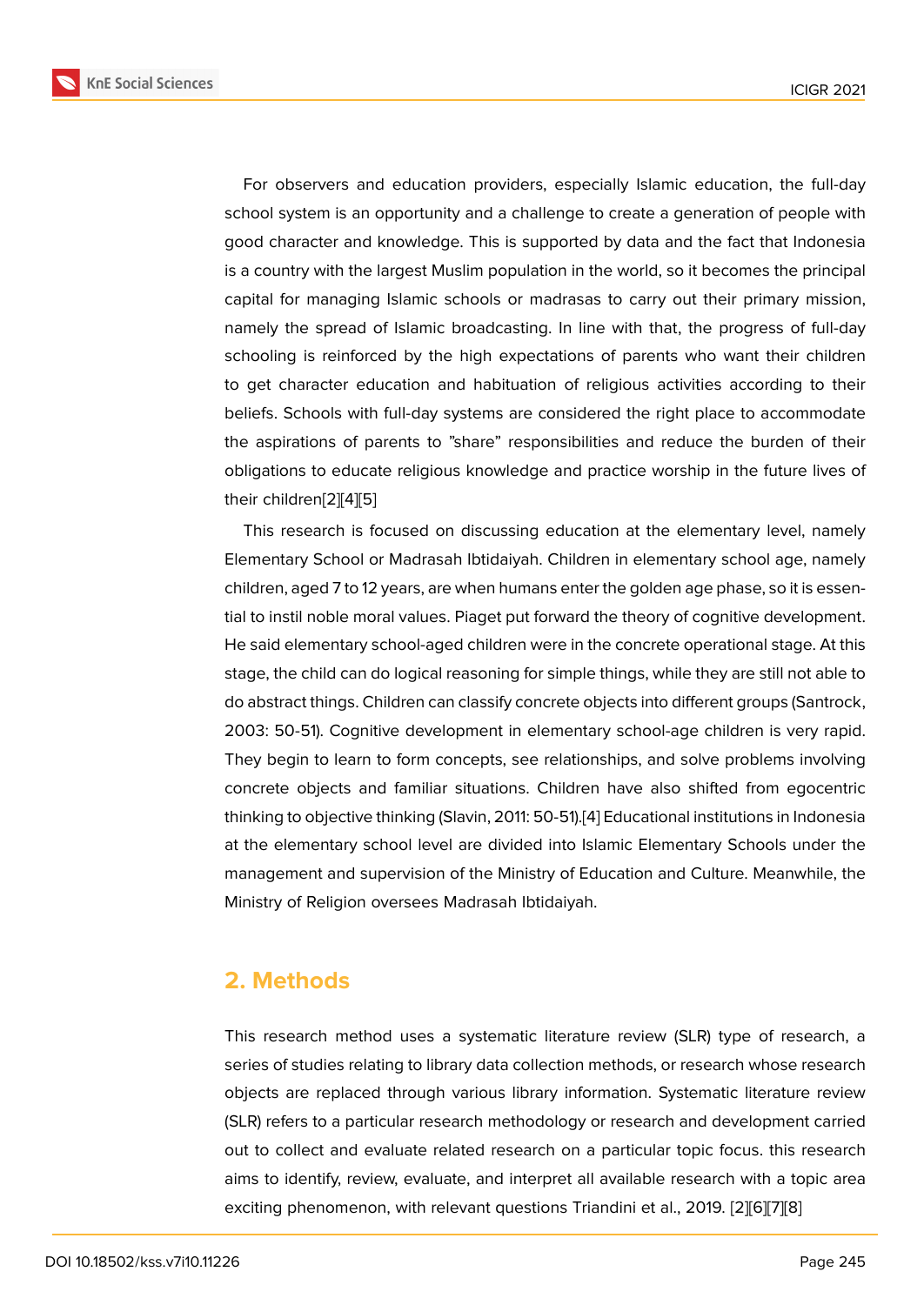For observers and education providers, especially Islamic education, the full-day school system is an opportunity and a challenge to create a generation of people with good character and knowledge. This is supported by data and the fact that Indonesia is a country with the largest Muslim population in the world, so it becomes the principal capital for managing Islamic schools or madrasas to carry out their primary mission, namely the spread of Islamic broadcasting. In line with that, the progress of full-day schooling is reinforced by the high expectations of parents who want their children to get character education and habituation of religious activities according to their beliefs. Schools with full-day systems are considered the right place to accommodate the aspirations of parents to "share" responsibilities and reduce the burden of their obligations to educate religious knowledge and practice worship in the future lives of their children[2][4][5]

This research is focused on discussing education at the elementary level, namely Elementary School or Madrasah Ibtidaiyah. Children in elementary school age, namely children, aged 7 to 12 years, are when humans enter the golden age phase, so it is essential to instil noble moral values. Piaget put forward the theory of cognitive development. He said elementary school-aged children were in the concrete operational stage. At this stage, the child can do logical reasoning for simple things, while they are still not able to do abstract things. Children can classify concrete objects into different groups (Santrock, 2003: 50-51). Cognitive development in elementary school-age children is very rapid. They begin to learn to form concepts, see relationships, and solve problems involving concrete objects and familiar situations. Children have also shifted from egocentric thinking to objective thinking (Slavin, 2011: 50-51).[4] Educational institutions in Indonesia at the elementary school level are divided into Islamic Elementary Schools under the management and supervision of the Ministry of Education and Culture. Meanwhile, the Ministry of Religion oversees Madrasah Ibtidaiyah.

## 2. Methods

This research method uses a systematic literature review (SLR) type of research, a series of studies relating to library data collection methods, or research whose research objects are replaced through various library information. Systematic literature review (SLR) refers to a particular research methodology or research and development carried out to collect and evaluate related research on a particular topic focus. this research aims to identify, review, evaluate, and interpret all available research with a topic area exciting phenomenon, with relevant questions Triandini et al., 2019. [2][6][7][8]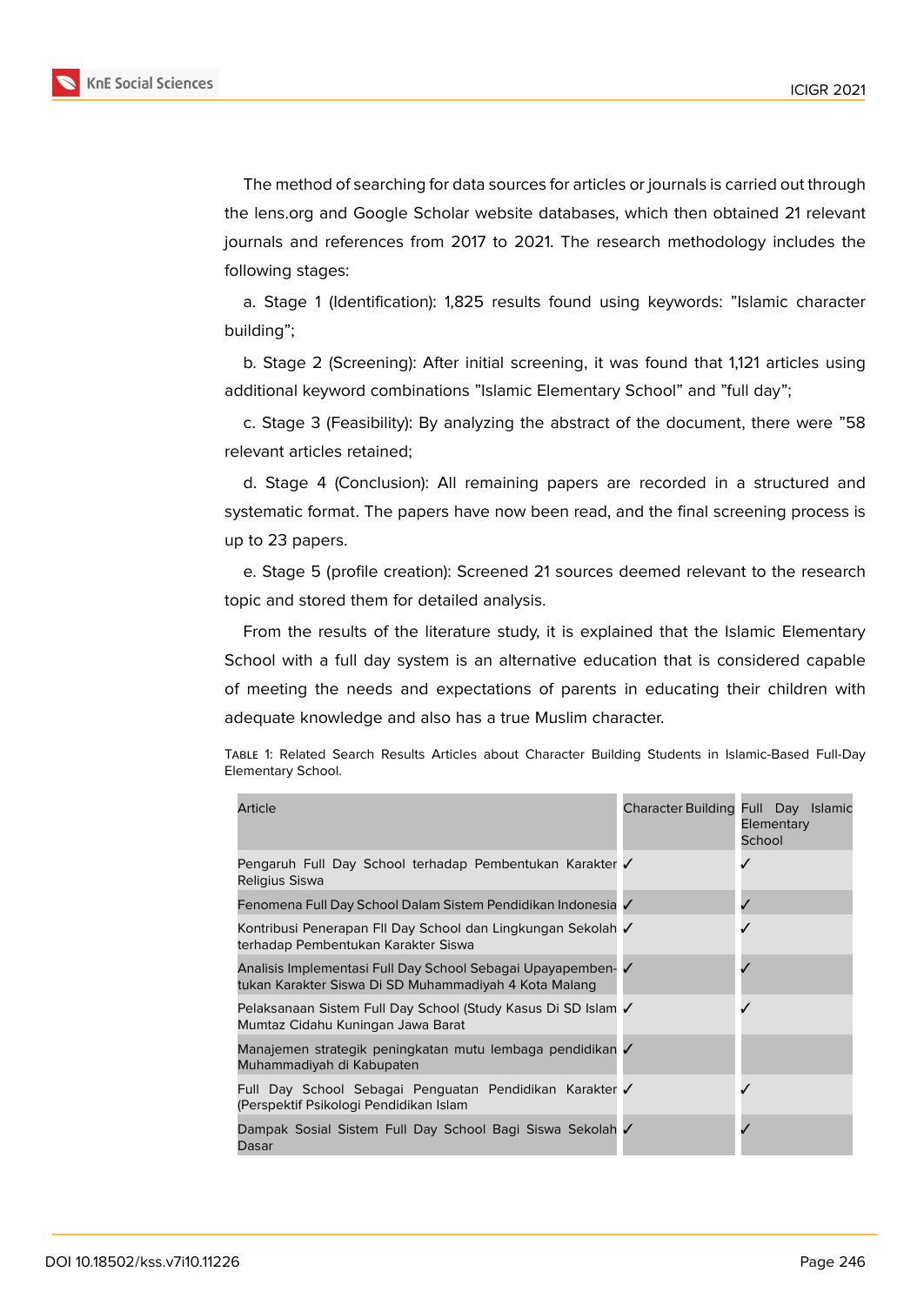The method of searching for data sources for articles or journals is carried out through the lens.org and Google Scholar website databases, which then obtained 21 relevant journals and references from 2017 to 2021. The research methodology includes the following stages:

a. Stage 1 (Identification): 1,825 results found using keywords: "Islamic character building";

b. Stage 2 (Screening): After initial screening, it was found that 1,121 articles using additional keyword combinations "Islamic Elementary School" and "full day";

c. Stage 3 (Feasibility): By analyzing the abstract of the document, there were "58 relevant articles retained;

d. Stage 4 (Conclusion): All remaining papers are recorded in a structured and systematic format. The papers have now been read, and the final screening process is up to 23 papers.

e. Stage 5 (profile creation): Screened 21 sources deemed relevant to the research topic and stored them for detailed analysis.

From the results of the literature study, it is explained that the Islamic Elementary School with a full day system is an alternative education that is considered capable of meeting the needs and expectations of parents in educating their children with adequate knowledge and also has a true Muslim character.

Table 1: Related Search Results Articles about Character Building Students in Islamic-Based Full-Day Elementary School.

| Article | Character Building | Full Day Islamic Elementary School |
|---|---|---|
| Pengaruh Full Day School terhadap Pembentukan Karakter Religius Siswa | ✓ | ✓ |
| Fenomena Full Day School Dalam Sistem Pendidikan Indonesia | ✓ | ✓ |
| Kontribusi Penerapan Fll Day School dan Lingkungan Sekolah terhadap Pembentukan Karakter Siswa | ✓ | ✓ |
| Analisis Implementasi Full Day School Sebagai Upayapembentukan Karakter Siswa Di SD Muhammadiyah 4 Kota Malang | ✓ | ✓ |
| Pelaksanaan Sistem Full Day School (Study Kasus Di SD Islam Mumtaz Cidahu Kuningan Jawa Barat | ✓ | ✓ |
| Manajemen strategik peningkatan mutu lembaga pendidikan Muhammadiyah di Kabupaten | ✓ | |
| Full Day School Sebagai Penguatan Pendidikan Karakter (Perspektif Psikologi Pendidikan Islam | ✓ | ✓ |
| Dampak Sosial Sistem Full Day School Bagi Siswa Sekolah Dasar | ✓ | ✓ |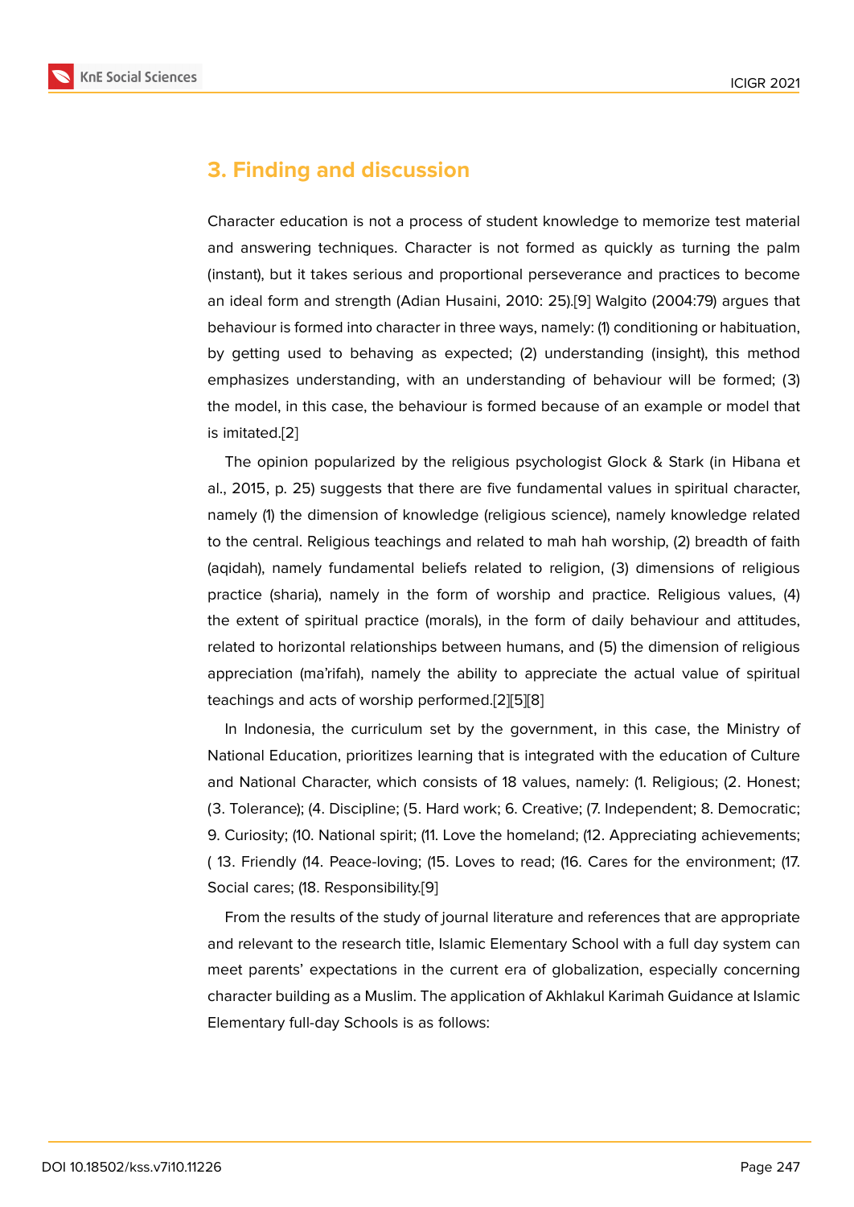## 3. Finding and discussion

Character education is not a process of student knowledge to memorize test material and answering techniques. Character is not formed as quickly as turning the palm (instant), but it takes serious and proportional perseverance and practices to become an ideal form and strength (Adian Husaini, 2010: 25).[9] Walgito (2004:79) argues that behaviour is formed into character in three ways, namely: (1) conditioning or habituation, by getting used to behaving as expected; (2) understanding (insight), this method emphasizes understanding, with an understanding of behaviour will be formed; (3) the model, in this case, the behaviour is formed because of an example or model that is imitated.[2]

The opinion popularized by the religious psychologist Glock & Stark (in Hibana et al., 2015, p. 25) suggests that there are five fundamental values in spiritual character, namely (1) the dimension of knowledge (religious science), namely knowledge related to the central. Religious teachings and related to mah hah worship, (2) breadth of faith (aqidah), namely fundamental beliefs related to religion, (3) dimensions of religious practice (sharia), namely in the form of worship and practice. Religious values, (4) the extent of spiritual practice (morals), in the form of daily behaviour and attitudes, related to horizontal relationships between humans, and (5) the dimension of religious appreciation (ma'rifah), namely the ability to appreciate the actual value of spiritual teachings and acts of worship performed.[2][5][8]

In Indonesia, the curriculum set by the government, in this case, the Ministry of National Education, prioritizes learning that is integrated with the education of Culture and National Character, which consists of 18 values, namely: (1. Religious; (2. Honest; (3. Tolerance); (4. Discipline; (5. Hard work; 6. Creative; (7. Independent; 8. Democratic; 9. Curiosity; (10. National spirit; (11. Love the homeland; (12. Appreciating achievements; ( 13. Friendly (14. Peace-loving; (15. Loves to read; (16. Cares for the environment; (17. Social cares; (18. Responsibility.[9]

From the results of the study of journal literature and references that are appropriate and relevant to the research title, Islamic Elementary School with a full day system can meet parents' expectations in the current era of globalization, especially concerning character building as a Muslim. The application of Akhlakul Karimah Guidance at Islamic Elementary full-day Schools is as follows: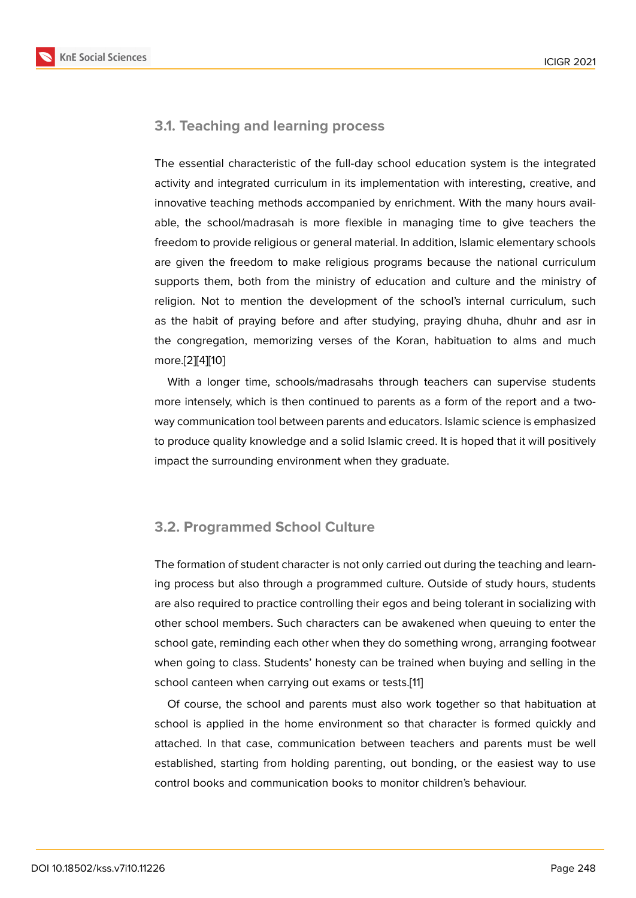## 3.1. Teaching and learning process

The essential characteristic of the full-day school education system is the integrated activity and integrated curriculum in its implementation with interesting, creative, and innovative teaching methods accompanied by enrichment. With the many hours available, the school/madrasah is more flexible in managing time to give teachers the freedom to provide religious or general material. In addition, Islamic elementary schools are given the freedom to make religious programs because the national curriculum supports them, both from the ministry of education and culture and the ministry of religion. Not to mention the development of the school's internal curriculum, such as the habit of praying before and after studying, praying dhuha, dhuhr and asr in the congregation, memorizing verses of the Koran, habituation to alms and much more.[2][4][10]

With a longer time, schools/madrasahs through teachers can supervise students more intensely, which is then continued to parents as a form of the report and a two-way communication tool between parents and educators. Islamic science is emphasized to produce quality knowledge and a solid Islamic creed. It is hoped that it will positively impact the surrounding environment when they graduate.

## 3.2. Programmed School Culture

The formation of student character is not only carried out during the teaching and learning process but also through a programmed culture. Outside of study hours, students are also required to practice controlling their egos and being tolerant in socializing with other school members. Such characters can be awakened when queuing to enter the school gate, reminding each other when they do something wrong, arranging footwear when going to class. Students' honesty can be trained when buying and selling in the school canteen when carrying out exams or tests.[11]

Of course, the school and parents must also work together so that habituation at school is applied in the home environment so that character is formed quickly and attached. In that case, communication between teachers and parents must be well established, starting from holding parenting, out bonding, or the easiest way to use control books and communication books to monitor children's behaviour.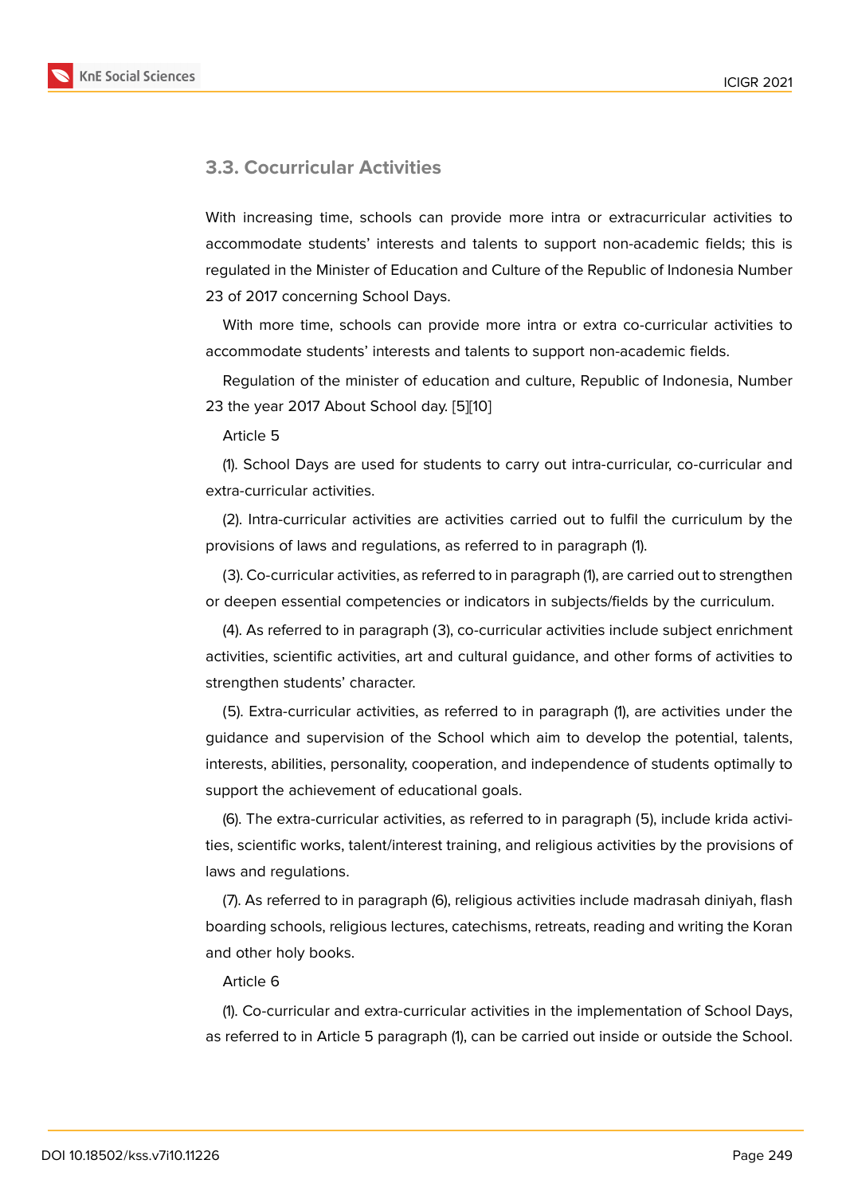### 3.3. Cocurricular Activities

With increasing time, schools can provide more intra or extracurricular activities to accommodate students' interests and talents to support non-academic fields; this is regulated in the Minister of Education and Culture of the Republic of Indonesia Number 23 of 2017 concerning School Days.

With more time, schools can provide more intra or extra co-curricular activities to accommodate students' interests and talents to support non-academic fields.

Regulation of the minister of education and culture, Republic of Indonesia, Number 23 the year 2017 About School day. [5][10]

Article 5

(1). School Days are used for students to carry out intra-curricular, co-curricular and extra-curricular activities.

(2). Intra-curricular activities are activities carried out to fulfil the curriculum by the provisions of laws and regulations, as referred to in paragraph (1).

(3). Co-curricular activities, as referred to in paragraph (1), are carried out to strengthen or deepen essential competencies or indicators in subjects/fields by the curriculum.

(4). As referred to in paragraph (3), co-curricular activities include subject enrichment activities, scientific activities, art and cultural guidance, and other forms of activities to strengthen students' character.

(5). Extra-curricular activities, as referred to in paragraph (1), are activities under the guidance and supervision of the School which aim to develop the potential, talents, interests, abilities, personality, cooperation, and independence of students optimally to support the achievement of educational goals.

(6). The extra-curricular activities, as referred to in paragraph (5), include krida activities, scientific works, talent/interest training, and religious activities by the provisions of laws and regulations.

(7). As referred to in paragraph (6), religious activities include madrasah diniyah, flash boarding schools, religious lectures, catechisms, retreats, reading and writing the Koran and other holy books.

Article 6

(1). Co-curricular and extra-curricular activities in the implementation of School Days, as referred to in Article 5 paragraph (1), can be carried out inside or outside the School.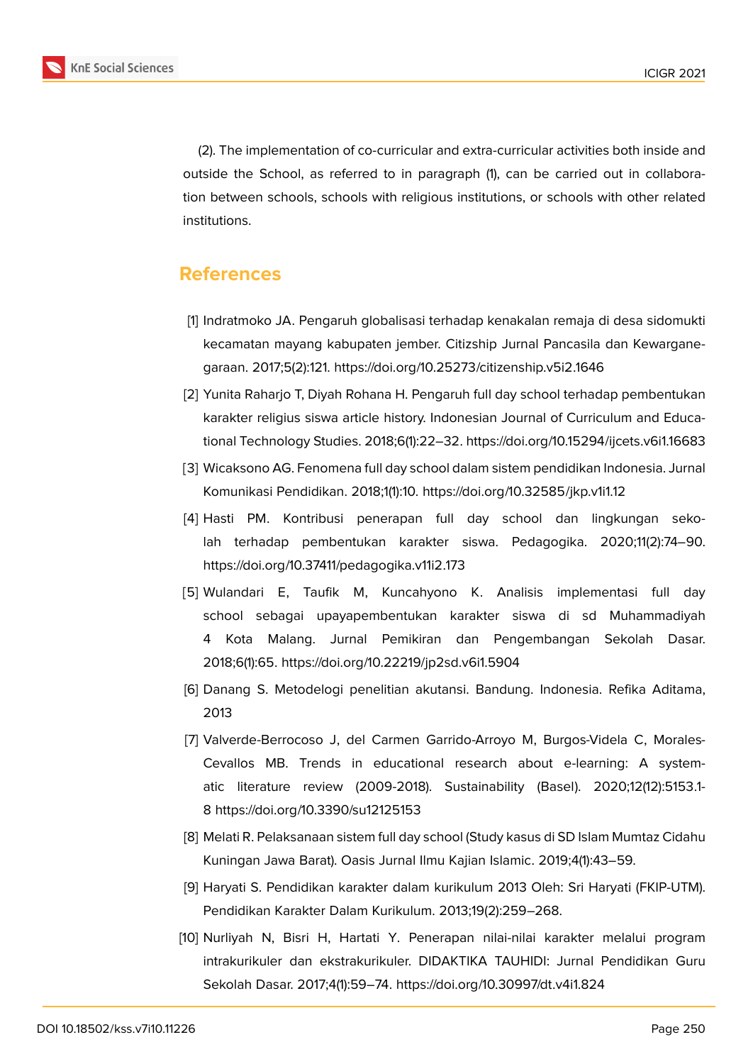(2). The implementation of co-curricular and extra-curricular activities both inside and outside the School, as referred to in paragraph (1), can be carried out in collaboration between schools, schools with religious institutions, or schools with other related institutions.

## References

[1] Indratmoko JA. Pengaruh globalisasi terhadap kenakalan remaja di desa sidomukti kecamatan mayang kabupaten jember. Citizship Jurnal Pancasila dan Kewarganegaraan. 2017;5(2):121. https://doi.org/10.25273/citizenship.v5i2.1646

[2] Yunita Raharjo T, Diyah Rohana H. Pengaruh full day school terhadap pembentukan karakter religius siswa article history. Indonesian Journal of Curriculum and Educational Technology Studies. 2018;6(1):22–32. https://doi.org/10.15294/ijcets.v6i1.16683

[3] Wicaksono AG. Fenomena full day school dalam sistem pendidikan Indonesia. Jurnal Komunikasi Pendidikan. 2018;1(1):10. https://doi.org/10.32585/jkp.v1i1.12

[4] Hasti PM. Kontribusi penerapan full day school dan lingkungan sekolah terhadap pembentukan karakter siswa. Pedagogika. 2020;11(2):74–90. https://doi.org/10.37411/pedagogika.v11i2.173

[5] Wulandari E, Taufik M, Kuncahyono K. Analisis implementasi full day school sebagai upayapembentukan karakter siswa di sd Muhammadiyah 4 Kota Malang. Jurnal Pemikiran dan Pengembangan Sekolah Dasar. 2018;6(1):65. https://doi.org/10.22219/jp2sd.v6i1.5904

[6] Danang S. Metodelogi penelitian akutansi. Bandung. Indonesia. Refika Aditama, 2013

[7] Valverde-Berrocoso J, del Carmen Garrido-Arroyo M, Burgos-Videla C, Morales-Cevallos MB. Trends in educational research about e-learning: A systematic literature review (2009-2018). Sustainability (Basel). 2020;12(12):5153.1-8 https://doi.org/10.3390/su12125153

[8] Melati R. Pelaksanaan sistem full day school (Study kasus di SD Islam Mumtaz Cidahu Kuningan Jawa Barat). Oasis Jurnal Ilmu Kajian Islamic. 2019;4(1):43–59.

[9] Haryati S. Pendidikan karakter dalam kurikulum 2013 Oleh: Sri Haryati (FKIP-UTM). Pendidikan Karakter Dalam Kurikulum. 2013;19(2):259–268.

[10] Nurliyah N, Bisri H, Hartati Y. Penerapan nilai-nilai karakter melalui program intrakurikuler dan ekstrakurikuler. DIDAKTIKA TAUHIDI: Jurnal Pendidikan Guru Sekolah Dasar. 2017;4(1):59–74. https://doi.org/10.30997/dt.v4i1.824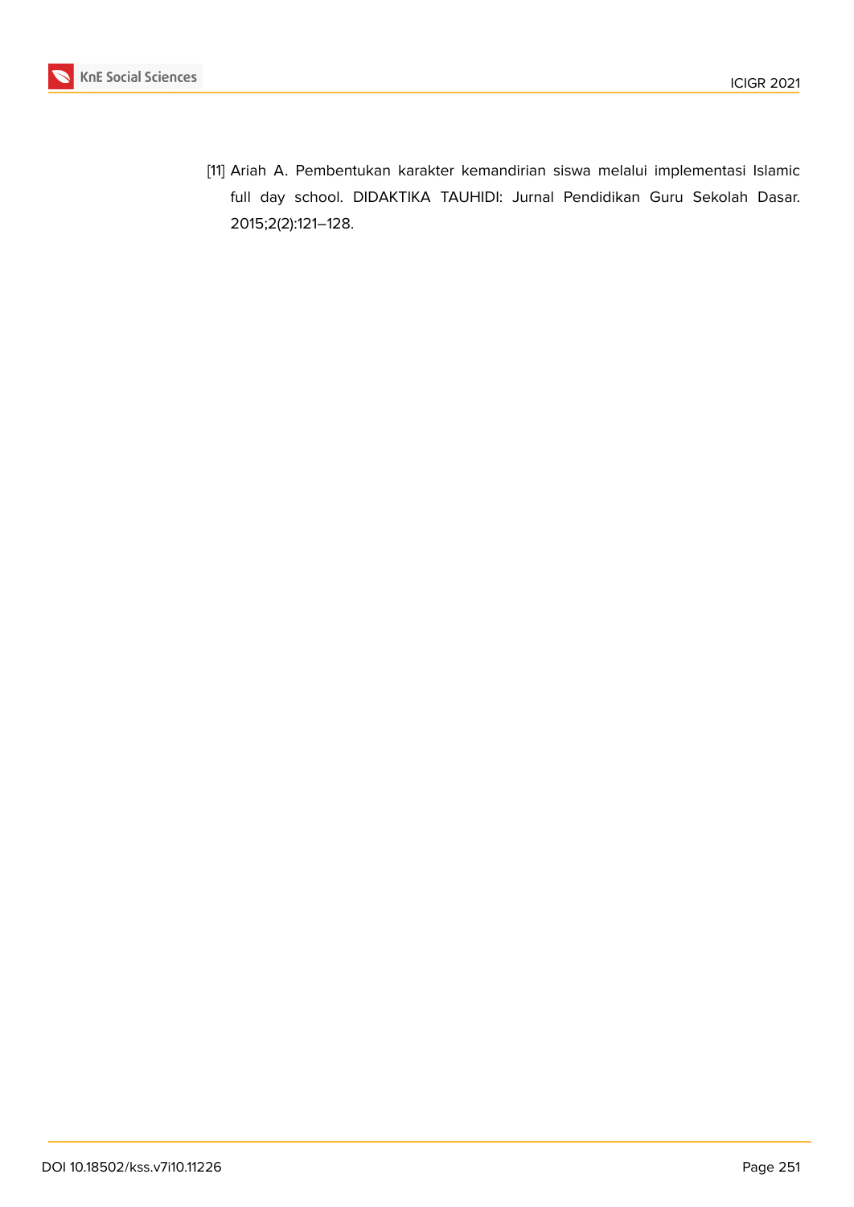[11] Ariah A. Pembentukan karakter kemandirian siswa melalui implementasi Islamic full day school. DIDAKTIKA TAUHIDI: Jurnal Pendidikan Guru Sekolah Dasar. 2015;2(2):121–128.